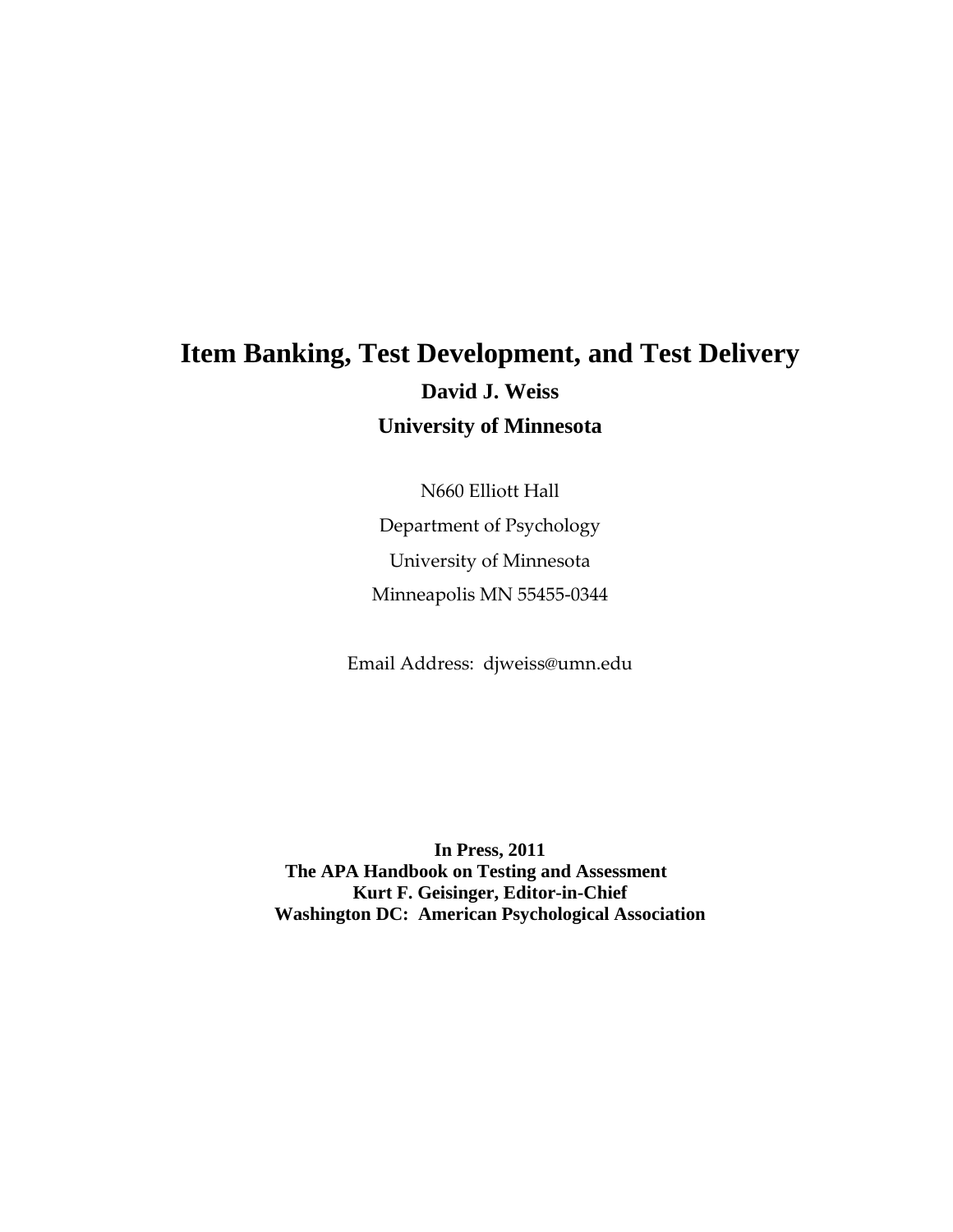# Item Banking, Test Development, and Test Delivery

**David J. Weiss**

**University of Minnesota**

N660 Elliott Hall

Department of Psychology

University of Minnesota

Minneapolis MN 55455-0344

Email Address: djweiss@umn.edu

**In Press, 2011**
**The APA Handbook on Testing and Assessment**
**Kurt F. Geisinger, Editor-in-Chief**
**Washington DC: American Psychological Association**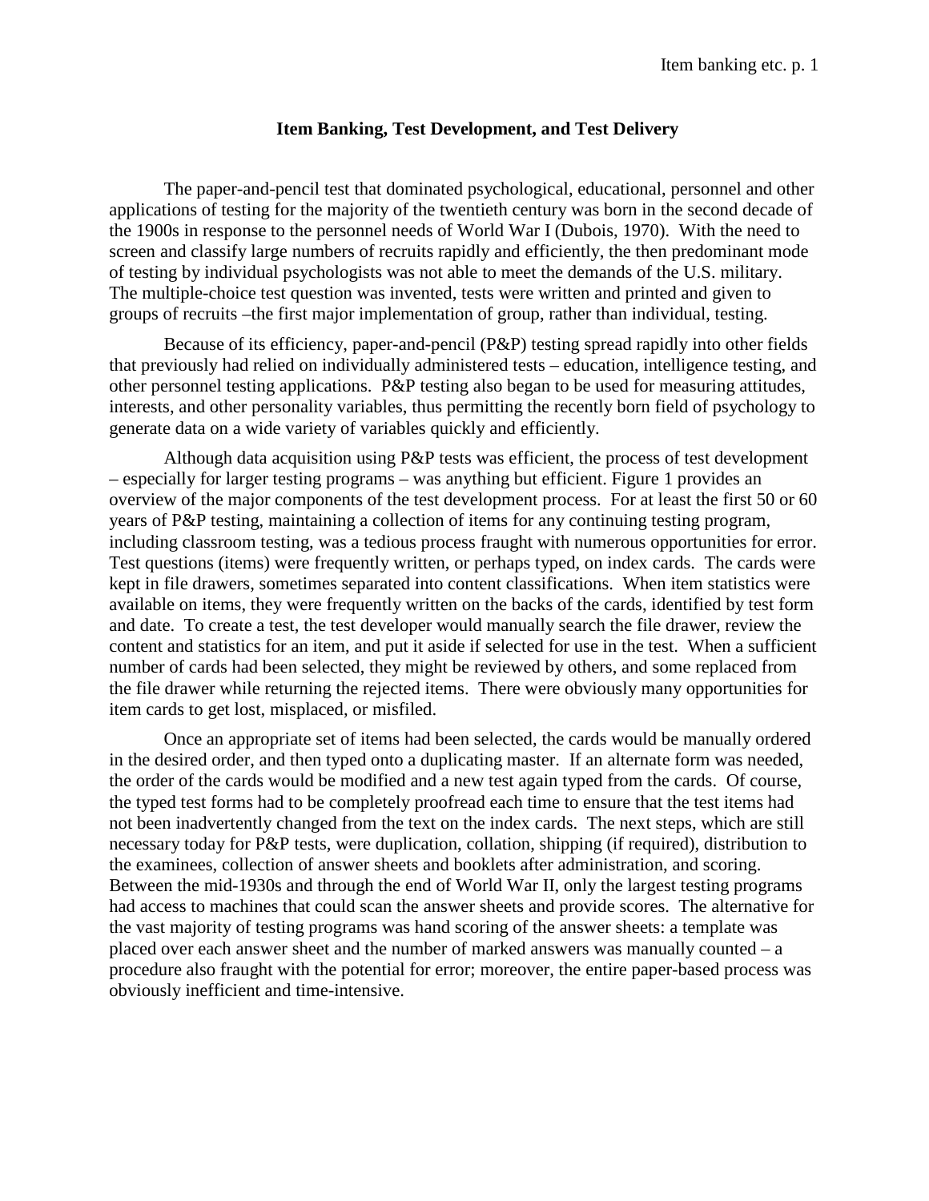# Item Banking, Test Development, and Test Delivery

The paper-and-pencil test that dominated psychological, educational, personnel and other applications of testing for the majority of the twentieth century was born in the second decade of the 1900s in response to the personnel needs of World War I (Dubois, 1970). With the need to screen and classify large numbers of recruits rapidly and efficiently, the then predominant mode of testing by individual psychologists was not able to meet the demands of the U.S. military. The multiple-choice test question was invented, tests were written and printed and given to groups of recruits –the first major implementation of group, rather than individual, testing.

Because of its efficiency, paper-and-pencil (P&P) testing spread rapidly into other fields that previously had relied on individually administered tests – education, intelligence testing, and other personnel testing applications. P&P testing also began to be used for measuring attitudes, interests, and other personality variables, thus permitting the recently born field of psychology to generate data on a wide variety of variables quickly and efficiently.

Although data acquisition using P&P tests was efficient, the process of test development – especially for larger testing programs – was anything but efficient. Figure 1 provides an overview of the major components of the test development process. For at least the first 50 or 60 years of P&P testing, maintaining a collection of items for any continuing testing program, including classroom testing, was a tedious process fraught with numerous opportunities for error. Test questions (items) were frequently written, or perhaps typed, on index cards. The cards were kept in file drawers, sometimes separated into content classifications. When item statistics were available on items, they were frequently written on the backs of the cards, identified by test form and date. To create a test, the test developer would manually search the file drawer, review the content and statistics for an item, and put it aside if selected for use in the test. When a sufficient number of cards had been selected, they might be reviewed by others, and some replaced from the file drawer while returning the rejected items. There were obviously many opportunities for item cards to get lost, misplaced, or misfiled.

Once an appropriate set of items had been selected, the cards would be manually ordered in the desired order, and then typed onto a duplicating master. If an alternate form was needed, the order of the cards would be modified and a new test again typed from the cards. Of course, the typed test forms had to be completely proofread each time to ensure that the test items had not been inadvertently changed from the text on the index cards. The next steps, which are still necessary today for P&P tests, were duplication, collation, shipping (if required), distribution to the examinees, collection of answer sheets and booklets after administration, and scoring. Between the mid-1930s and through the end of World War II, only the largest testing programs had access to machines that could scan the answer sheets and provide scores. The alternative for the vast majority of testing programs was hand scoring of the answer sheets: a template was placed over each answer sheet and the number of marked answers was manually counted – a procedure also fraught with the potential for error; moreover, the entire paper-based process was obviously inefficient and time-intensive.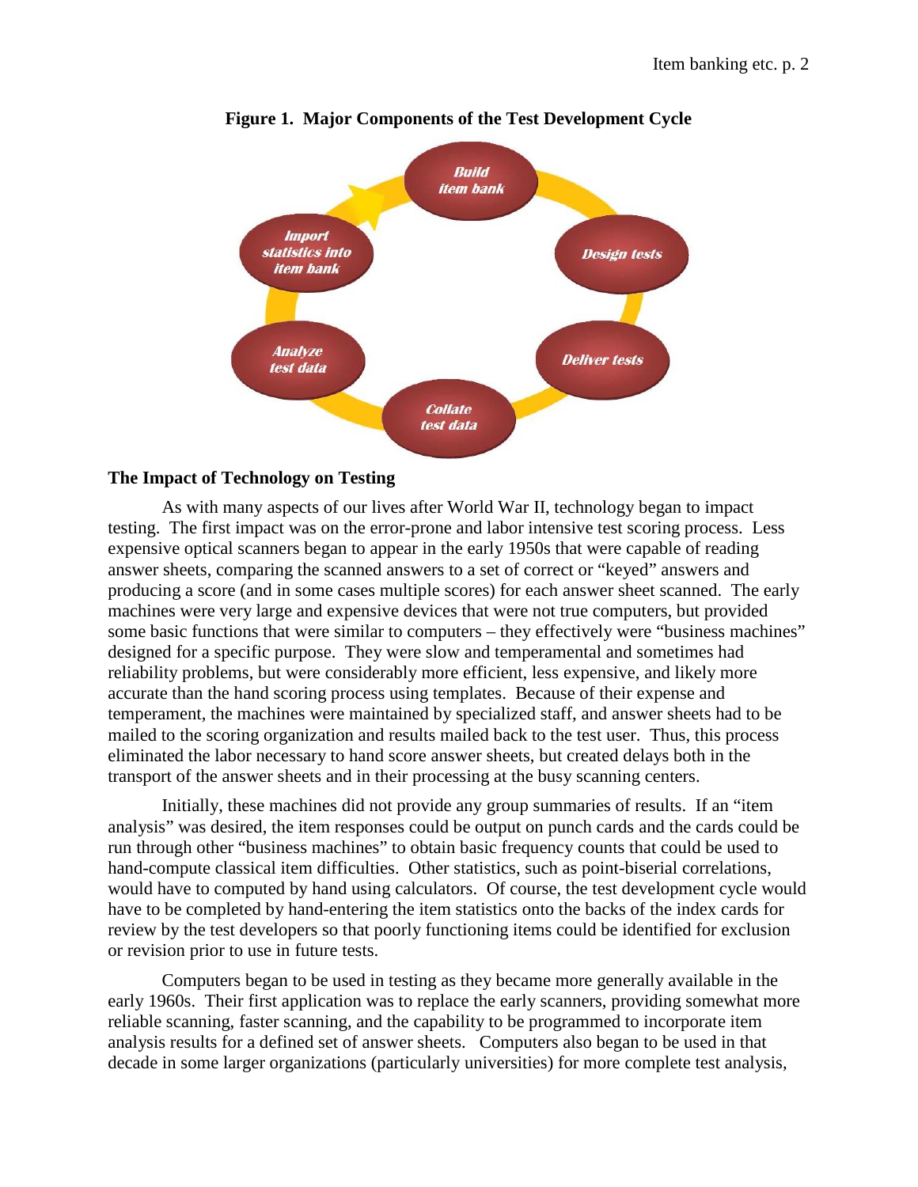**Figure 1. Major Components of the Test Development Cycle**

### The Impact of Technology on Testing

As with many aspects of our lives after World War II, technology began to impact testing. The first impact was on the error-prone and labor intensive test scoring process. Less expensive optical scanners began to appear in the early 1950s that were capable of reading answer sheets, comparing the scanned answers to a set of correct or "keyed" answers and producing a score (and in some cases multiple scores) for each answer sheet scanned. The early machines were very large and expensive devices that were not true computers, but provided some basic functions that were similar to computers – they effectively were "business machines" designed for a specific purpose. They were slow and temperamental and sometimes had reliability problems, but were considerably more efficient, less expensive, and likely more accurate than the hand scoring process using templates. Because of their expense and temperament, the machines were maintained by specialized staff, and answer sheets had to be mailed to the scoring organization and results mailed back to the test user. Thus, this process eliminated the labor necessary to hand score answer sheets, but created delays both in the transport of the answer sheets and in their processing at the busy scanning centers.

Initially, these machines did not provide any group summaries of results. If an "item analysis" was desired, the item responses could be output on punch cards and the cards could be run through other "business machines" to obtain basic frequency counts that could be used to hand-compute classical item difficulties. Other statistics, such as point-biserial correlations, would have to computed by hand using calculators. Of course, the test development cycle would have to be completed by hand-entering the item statistics onto the backs of the index cards for review by the test developers so that poorly functioning items could be identified for exclusion or revision prior to use in future tests.

Computers began to be used in testing as they became more generally available in the early 1960s. Their first application was to replace the early scanners, providing somewhat more reliable scanning, faster scanning, and the capability to be programmed to incorporate item analysis results for a defined set of answer sheets. Computers also began to be used in that decade in some larger organizations (particularly universities) for more complete test analysis,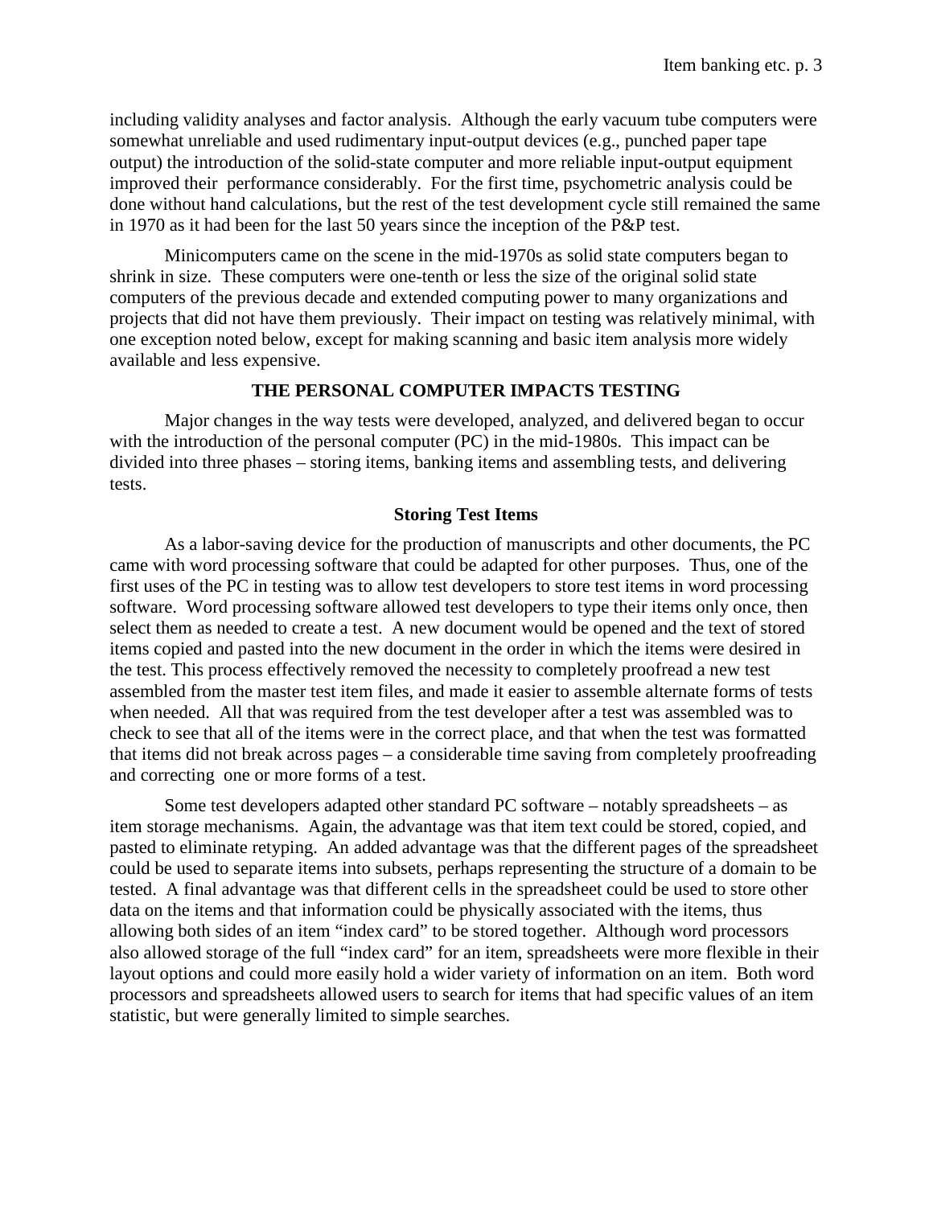including validity analyses and factor analysis. Although the early vacuum tube computers were somewhat unreliable and used rudimentary input-output devices (e.g., punched paper tape output) the introduction of the solid-state computer and more reliable input-output equipment improved their performance considerably. For the first time, psychometric analysis could be done without hand calculations, but the rest of the test development cycle still remained the same in 1970 as it had been for the last 50 years since the inception of the P&P test.

Minicomputers came on the scene in the mid-1970s as solid state computers began to shrink in size. These computers were one-tenth or less the size of the original solid state computers of the previous decade and extended computing power to many organizations and projects that did not have them previously. Their impact on testing was relatively minimal, with one exception noted below, except for making scanning and basic item analysis more widely available and less expensive.

## THE PERSONAL COMPUTER IMPACTS TESTING

Major changes in the way tests were developed, analyzed, and delivered began to occur with the introduction of the personal computer (PC) in the mid-1980s. This impact can be divided into three phases – storing items, banking items and assembling tests, and delivering tests.

### Storing Test Items

As a labor-saving device for the production of manuscripts and other documents, the PC came with word processing software that could be adapted for other purposes. Thus, one of the first uses of the PC in testing was to allow test developers to store test items in word processing software. Word processing software allowed test developers to type their items only once, then select them as needed to create a test. A new document would be opened and the text of stored items copied and pasted into the new document in the order in which the items were desired in the test. This process effectively removed the necessity to completely proofread a new test assembled from the master test item files, and made it easier to assemble alternate forms of tests when needed. All that was required from the test developer after a test was assembled was to check to see that all of the items were in the correct place, and that when the test was formatted that items did not break across pages – a considerable time saving from completely proofreading and correcting one or more forms of a test.

Some test developers adapted other standard PC software – notably spreadsheets – as item storage mechanisms. Again, the advantage was that item text could be stored, copied, and pasted to eliminate retyping. An added advantage was that the different pages of the spreadsheet could be used to separate items into subsets, perhaps representing the structure of a domain to be tested. A final advantage was that different cells in the spreadsheet could be used to store other data on the items and that information could be physically associated with the items, thus allowing both sides of an item "index card" to be stored together. Although word processors also allowed storage of the full "index card" for an item, spreadsheets were more flexible in their layout options and could more easily hold a wider variety of information on an item. Both word processors and spreadsheets allowed users to search for items that had specific values of an item statistic, but were generally limited to simple searches.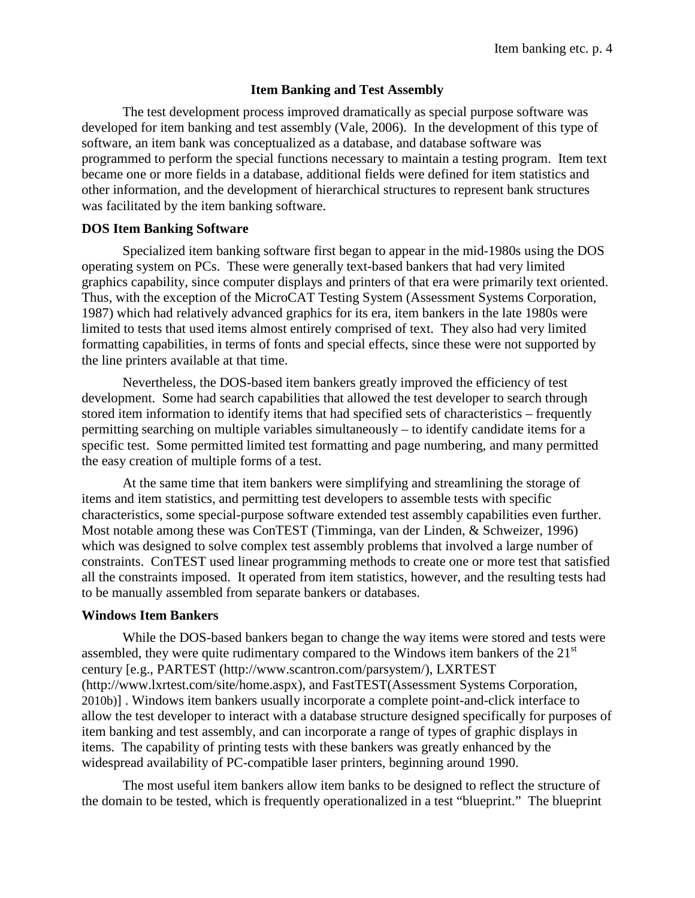## Item Banking and Test Assembly

The test development process improved dramatically as special purpose software was developed for item banking and test assembly (Vale, 2006). In the development of this type of software, an item bank was conceptualized as a database, and database software was programmed to perform the special functions necessary to maintain a testing program. Item text became one or more fields in a database, additional fields were defined for item statistics and other information, and the development of hierarchical structures to represent bank structures was facilitated by the item banking software.

### DOS Item Banking Software

Specialized item banking software first began to appear in the mid-1980s using the DOS operating system on PCs. These were generally text-based bankers that had very limited graphics capability, since computer displays and printers of that era were primarily text oriented. Thus, with the exception of the MicroCAT Testing System (Assessment Systems Corporation, 1987) which had relatively advanced graphics for its era, item bankers in the late 1980s were limited to tests that used items almost entirely comprised of text. They also had very limited formatting capabilities, in terms of fonts and special effects, since these were not supported by the line printers available at that time.

Nevertheless, the DOS-based item bankers greatly improved the efficiency of test development. Some had search capabilities that allowed the test developer to search through stored item information to identify items that had specified sets of characteristics – frequently permitting searching on multiple variables simultaneously – to identify candidate items for a specific test. Some permitted limited test formatting and page numbering, and many permitted the easy creation of multiple forms of a test.

At the same time that item bankers were simplifying and streamlining the storage of items and item statistics, and permitting test developers to assemble tests with specific characteristics, some special-purpose software extended test assembly capabilities even further. Most notable among these was ConTEST (Timminga, van der Linden, & Schweizer, 1996) which was designed to solve complex test assembly problems that involved a large number of constraints. ConTEST used linear programming methods to create one or more test that satisfied all the constraints imposed. It operated from item statistics, however, and the resulting tests had to be manually assembled from separate bankers or databases.

### Windows Item Bankers

While the DOS-based bankers began to change the way items were stored and tests were assembled, they were quite rudimentary compared to the Windows item bankers of the 21st century [e.g., PARTEST (http://www.scantron.com/parsystem/), LXRTEST (http://www.lxrtest.com/site/home.aspx), and FastTEST(Assessment Systems Corporation, 2010b)] . Windows item bankers usually incorporate a complete point-and-click interface to allow the test developer to interact with a database structure designed specifically for purposes of item banking and test assembly, and can incorporate a range of types of graphic displays in items. The capability of printing tests with these bankers was greatly enhanced by the widespread availability of PC-compatible laser printers, beginning around 1990.

The most useful item bankers allow item banks to be designed to reflect the structure of the domain to be tested, which is frequently operationalized in a test "blueprint." The blueprint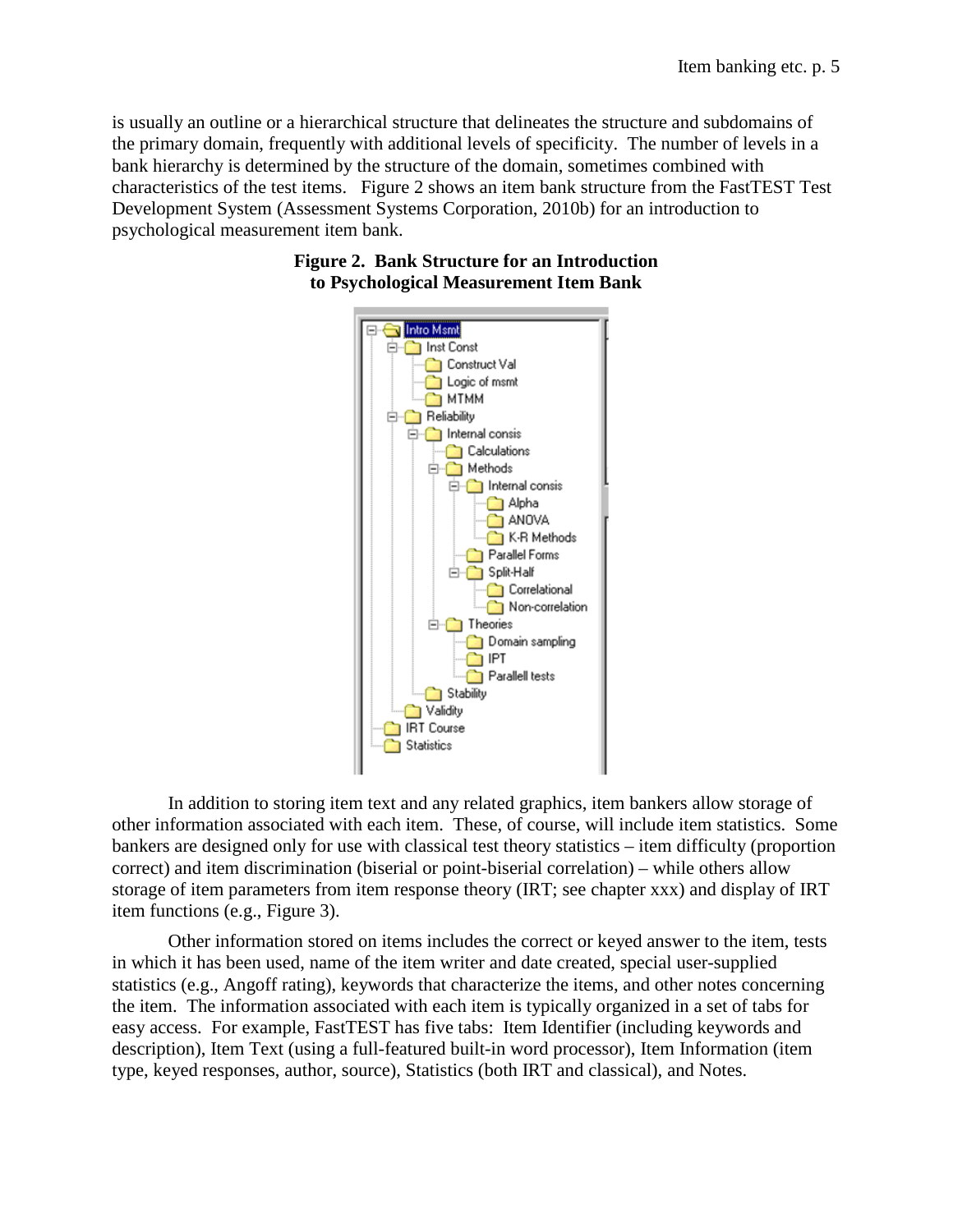is usually an outline or a hierarchical structure that delineates the structure and subdomains of the primary domain, frequently with additional levels of specificity. The number of levels in a bank hierarchy is determined by the structure of the domain, sometimes combined with characteristics of the test items. Figure 2 shows an item bank structure from the FastTEST Test Development System (Assessment Systems Corporation, 2010b) for an introduction to psychological measurement item bank.

**Figure 2. Bank Structure for an Introduction to Psychological Measurement Item Bank**

- Intro Msmt
  - Inst Const
    - Construct Val
    - Logic of msmt
    - MTMM
  - Reliability
    - Internal consis
      - Calculations
      - Methods
        - Internal consis
          - Alpha
          - ANOVA
          - K-R Methods
        - Parallel Forms
        - Split-Half
          - Correlational
          - Non-correlation
      - Theories
        - Domain sampling
        - IPT
        - Parallell tests
    - Stability
  - Validity
- IRT Course
- Statistics

In addition to storing item text and any related graphics, item bankers allow storage of other information associated with each item. These, of course, will include item statistics. Some bankers are designed only for use with classical test theory statistics – item difficulty (proportion correct) and item discrimination (biserial or point-biserial correlation) – while others allow storage of item parameters from item response theory (IRT; see chapter xxx) and display of IRT item functions (e.g., Figure 3).

Other information stored on items includes the correct or keyed answer to the item, tests in which it has been used, name of the item writer and date created, special user-supplied statistics (e.g., Angoff rating), keywords that characterize the items, and other notes concerning the item. The information associated with each item is typically organized in a set of tabs for easy access. For example, FastTEST has five tabs: Item Identifier (including keywords and description), Item Text (using a full-featured built-in word processor), Item Information (item type, keyed responses, author, source), Statistics (both IRT and classical), and Notes.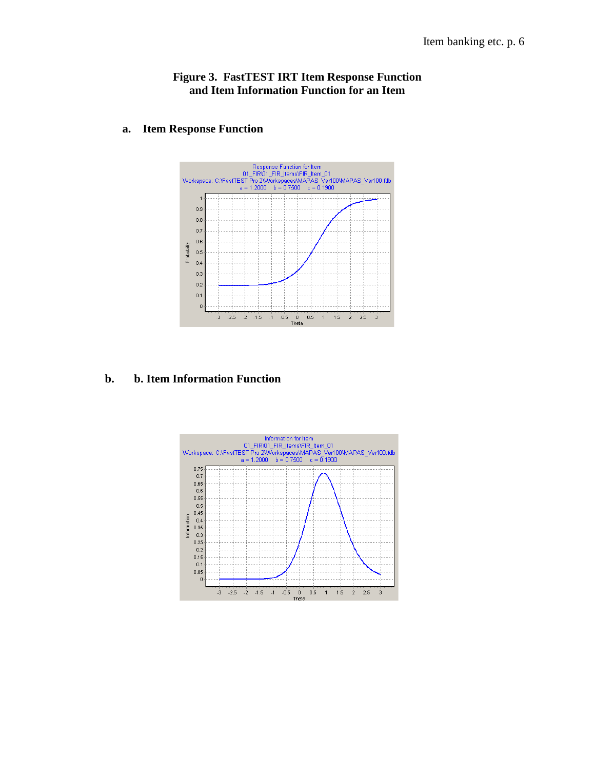**Figure 3. FastTEST IRT Item Response Function and Item Information Function for an Item**

**a. Item Response Function**

**b. b. Item Information Function**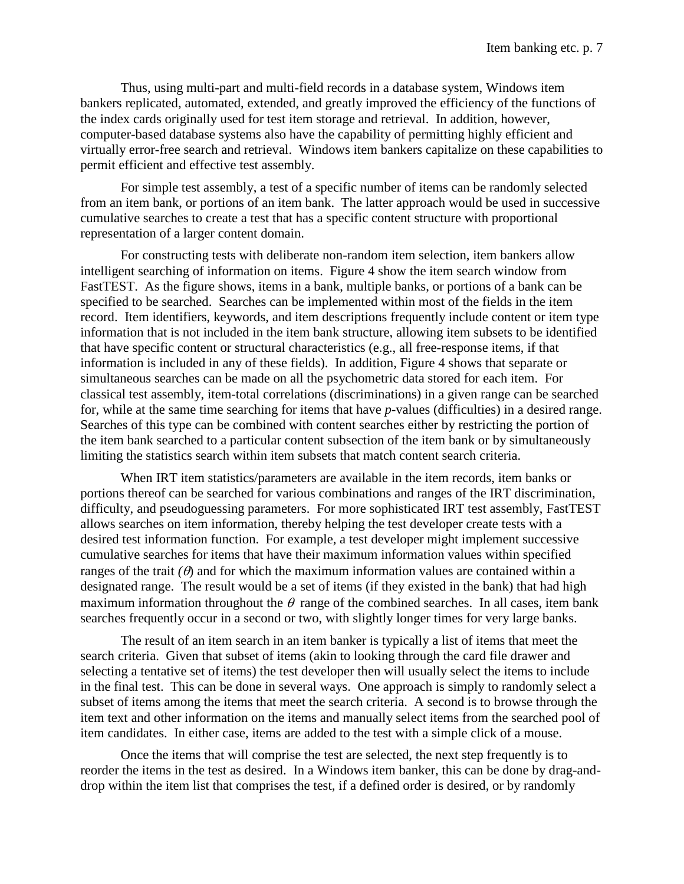Thus, using multi-part and multi-field records in a database system, Windows item bankers replicated, automated, extended, and greatly improved the efficiency of the functions of the index cards originally used for test item storage and retrieval. In addition, however, computer-based database systems also have the capability of permitting highly efficient and virtually error-free search and retrieval. Windows item bankers capitalize on these capabilities to permit efficient and effective test assembly.

For simple test assembly, a test of a specific number of items can be randomly selected from an item bank, or portions of an item bank. The latter approach would be used in successive cumulative searches to create a test that has a specific content structure with proportional representation of a larger content domain.

For constructing tests with deliberate non-random item selection, item bankers allow intelligent searching of information on items. Figure 4 show the item search window from FastTEST. As the figure shows, items in a bank, multiple banks, or portions of a bank can be specified to be searched. Searches can be implemented within most of the fields in the item record. Item identifiers, keywords, and item descriptions frequently include content or item type information that is not included in the item bank structure, allowing item subsets to be identified that have specific content or structural characteristics (e.g., all free-response items, if that information is included in any of these fields). In addition, Figure 4 shows that separate or simultaneous searches can be made on all the psychometric data stored for each item. For classical test assembly, item-total correlations (discriminations) in a given range can be searched for, while at the same time searching for items that have *p*-values (difficulties) in a desired range. Searches of this type can be combined with content searches either by restricting the portion of the item bank searched to a particular content subsection of the item bank or by simultaneously limiting the statistics search within item subsets that match content search criteria.

When IRT item statistics/parameters are available in the item records, item banks or portions thereof can be searched for various combinations and ranges of the IRT discrimination, difficulty, and pseudoguessing parameters. For more sophisticated IRT test assembly, FastTEST allows searches on item information, thereby helping the test developer create tests with a desired test information function. For example, a test developer might implement successive cumulative searches for items that have their maximum information values within specified ranges of the trait ($\theta$) and for which the maximum information values are contained within a designated range. The result would be a set of items (if they existed in the bank) that had high maximum information throughout the $\theta$ range of the combined searches. In all cases, item bank searches frequently occur in a second or two, with slightly longer times for very large banks.

The result of an item search in an item banker is typically a list of items that meet the search criteria. Given that subset of items (akin to looking through the card file drawer and selecting a tentative set of items) the test developer then will usually select the items to include in the final test. This can be done in several ways. One approach is simply to randomly select a subset of items among the items that meet the search criteria. A second is to browse through the item text and other information on the items and manually select items from the searched pool of item candidates. In either case, items are added to the test with a simple click of a mouse.

Once the items that will comprise the test are selected, the next step frequently is to reorder the items in the test as desired. In a Windows item banker, this can be done by drag-and-drop within the item list that comprises the test, if a defined order is desired, or by randomly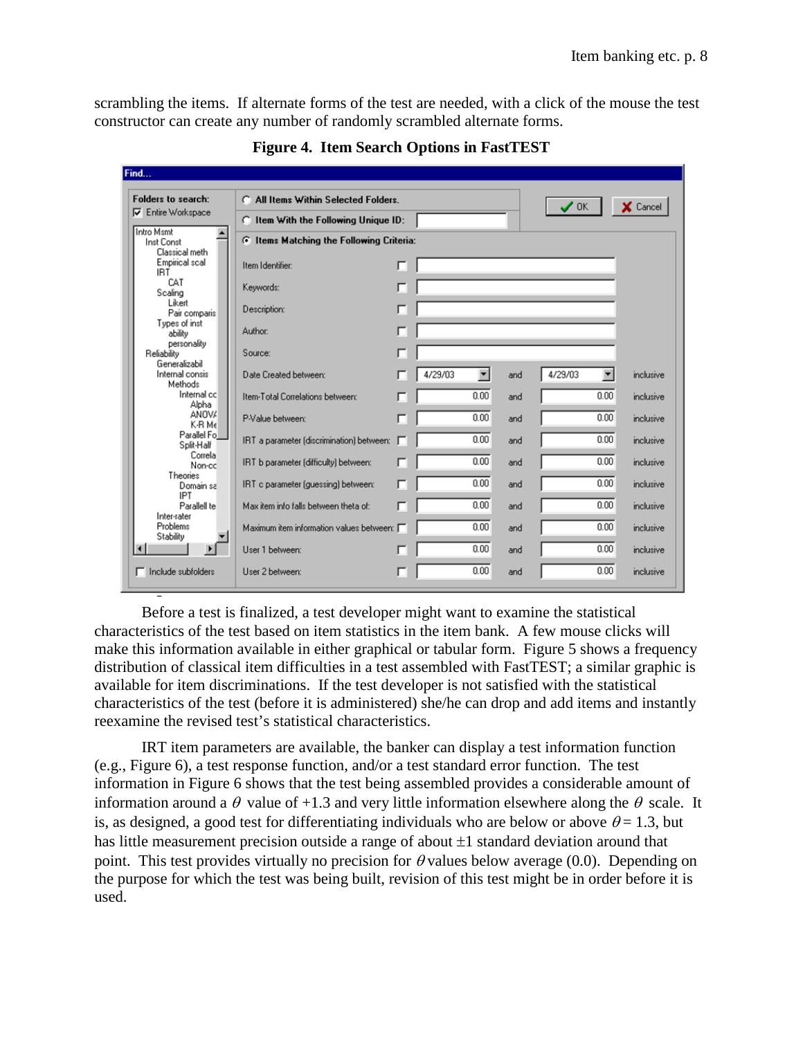scrambling the items. If alternate forms of the test are needed, with a click of the mouse the test constructor can create any number of randomly scrambled alternate forms.

**Figure 4. Item Search Options in FastTEST**

Before a test is finalized, a test developer might want to examine the statistical characteristics of the test based on item statistics in the item bank. A few mouse clicks will make this information available in either graphical or tabular form. Figure 5 shows a frequency distribution of classical item difficulties in a test assembled with FastTEST; a similar graphic is available for item discriminations. If the test developer is not satisfied with the statistical characteristics of the test (before it is administered) she/he can drop and add items and instantly reexamine the revised test's statistical characteristics.

IRT item parameters are available, the banker can display a test information function (e.g., Figure 6), a test response function, and/or a test standard error function. The test information in Figure 6 shows that the test being assembled provides a considerable amount of information around a $\theta$ value of +1.3 and very little information elsewhere along the $\theta$ scale. It is, as designed, a good test for differentiating individuals who are below or above $\theta = 1.3$, but has little measurement precision outside a range of about ±1 standard deviation around that point. This test provides virtually no precision for $\theta$ values below average (0.0). Depending on the purpose for which the test was being built, revision of this test might be in order before it is used.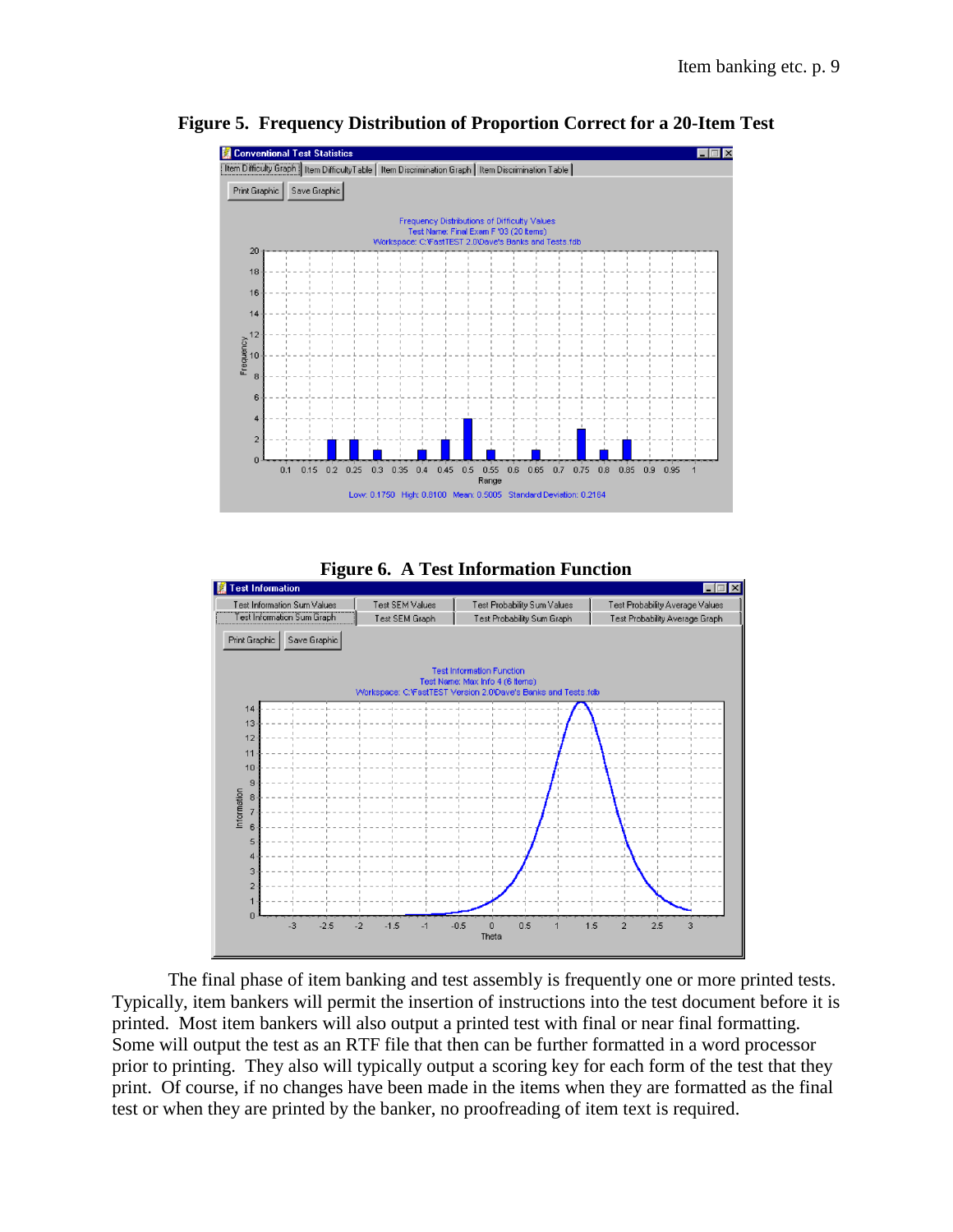**Figure 5. Frequency Distribution of Proportion Correct for a 20-Item Test**

**Figure 6. A Test Information Function**

The final phase of item banking and test assembly is frequently one or more printed tests. Typically, item bankers will permit the insertion of instructions into the test document before it is printed. Most item bankers will also output a printed test with final or near final formatting. Some will output the test as an RTF file that then can be further formatted in a word processor prior to printing. They also will typically output a scoring key for each form of the test that they print. Of course, if no changes have been made in the items when they are formatted as the final test or when they are printed by the banker, no proofreading of item text is required.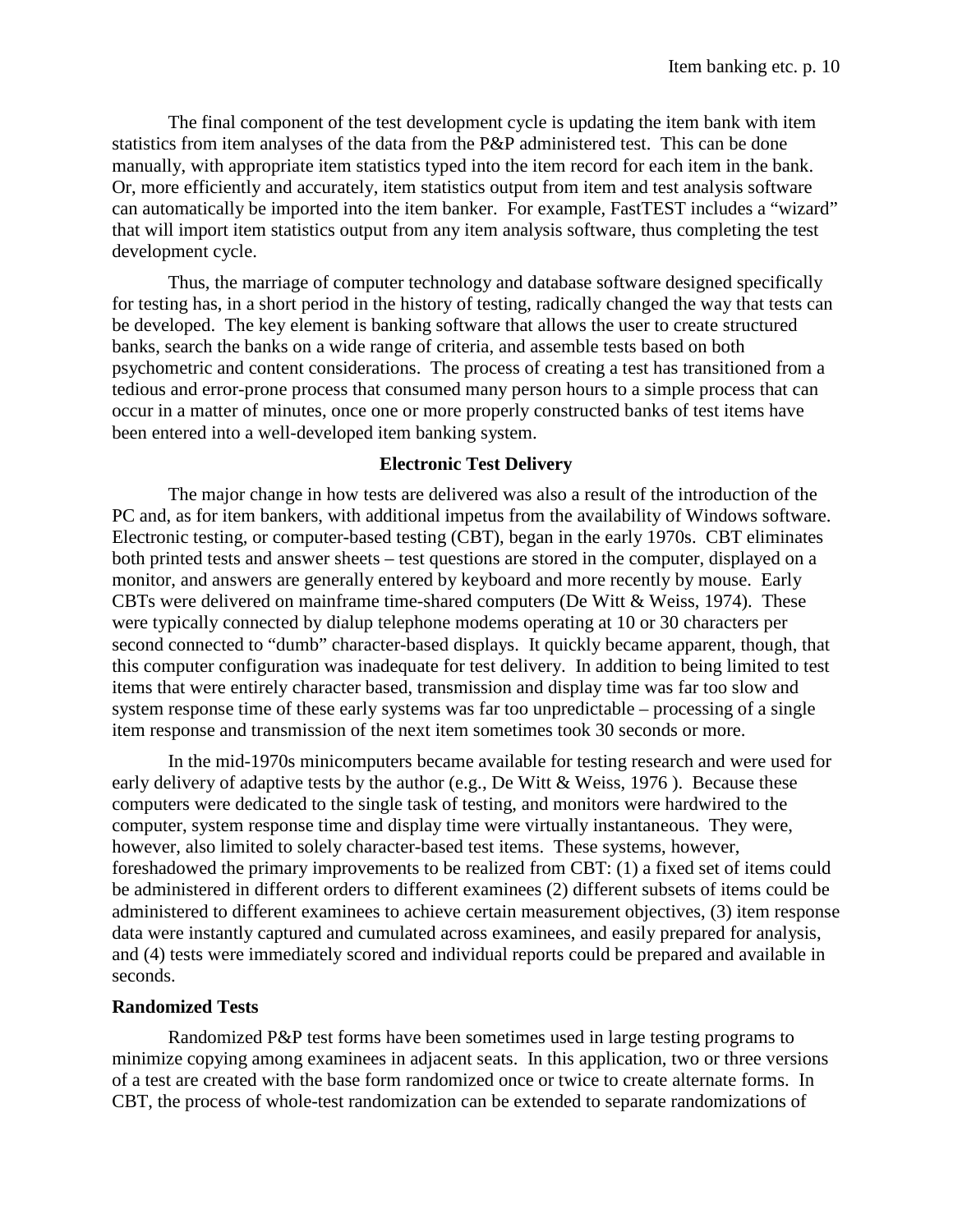The final component of the test development cycle is updating the item bank with item statistics from item analyses of the data from the P&P administered test. This can be done manually, with appropriate item statistics typed into the item record for each item in the bank. Or, more efficiently and accurately, item statistics output from item and test analysis software can automatically be imported into the item banker. For example, FastTEST includes a "wizard" that will import item statistics output from any item analysis software, thus completing the test development cycle.

Thus, the marriage of computer technology and database software designed specifically for testing has, in a short period in the history of testing, radically changed the way that tests can be developed. The key element is banking software that allows the user to create structured banks, search the banks on a wide range of criteria, and assemble tests based on both psychometric and content considerations. The process of creating a test has transitioned from a tedious and error-prone process that consumed many person hours to a simple process that can occur in a matter of minutes, once one or more properly constructed banks of test items have been entered into a well-developed item banking system.

## Electronic Test Delivery

The major change in how tests are delivered was also a result of the introduction of the PC and, as for item bankers, with additional impetus from the availability of Windows software. Electronic testing, or computer-based testing (CBT), began in the early 1970s. CBT eliminates both printed tests and answer sheets – test questions are stored in the computer, displayed on a monitor, and answers are generally entered by keyboard and more recently by mouse. Early CBTs were delivered on mainframe time-shared computers (De Witt & Weiss, 1974). These were typically connected by dialup telephone modems operating at 10 or 30 characters per second connected to "dumb" character-based displays. It quickly became apparent, though, that this computer configuration was inadequate for test delivery. In addition to being limited to test items that were entirely character based, transmission and display time was far too slow and system response time of these early systems was far too unpredictable – processing of a single item response and transmission of the next item sometimes took 30 seconds or more.

In the mid-1970s minicomputers became available for testing research and were used for early delivery of adaptive tests by the author (e.g., De Witt & Weiss, 1976 ). Because these computers were dedicated to the single task of testing, and monitors were hardwired to the computer, system response time and display time were virtually instantaneous. They were, however, also limited to solely character-based test items. These systems, however, foreshadowed the primary improvements to be realized from CBT: (1) a fixed set of items could be administered in different orders to different examinees (2) different subsets of items could be administered to different examinees to achieve certain measurement objectives, (3) item response data were instantly captured and cumulated across examinees, and easily prepared for analysis, and (4) tests were immediately scored and individual reports could be prepared and available in seconds.

### Randomized Tests

Randomized P&P test forms have been sometimes used in large testing programs to minimize copying among examinees in adjacent seats. In this application, two or three versions of a test are created with the base form randomized once or twice to create alternate forms. In CBT, the process of whole-test randomization can be extended to separate randomizations of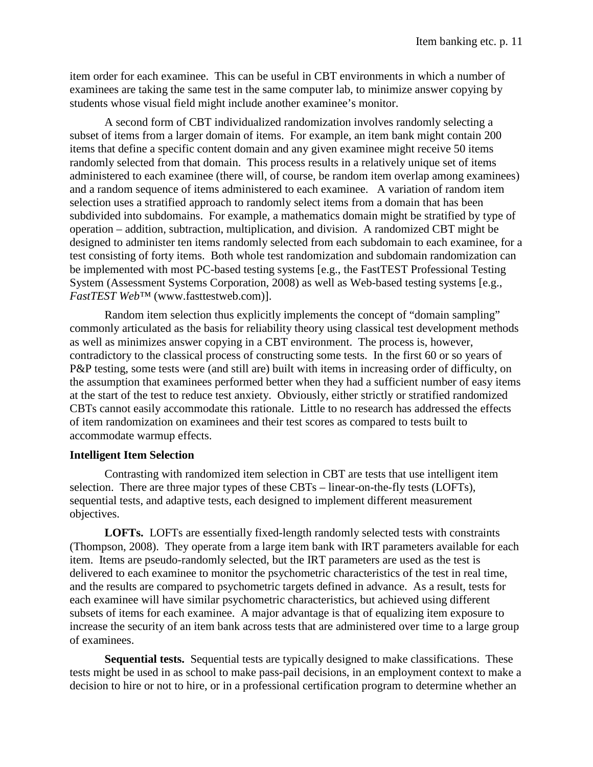item order for each examinee. This can be useful in CBT environments in which a number of examinees are taking the same test in the same computer lab, to minimize answer copying by students whose visual field might include another examinee's monitor.

A second form of CBT individualized randomization involves randomly selecting a subset of items from a larger domain of items. For example, an item bank might contain 200 items that define a specific content domain and any given examinee might receive 50 items randomly selected from that domain. This process results in a relatively unique set of items administered to each examinee (there will, of course, be random item overlap among examinees) and a random sequence of items administered to each examinee. A variation of random item selection uses a stratified approach to randomly select items from a domain that has been subdivided into subdomains. For example, a mathematics domain might be stratified by type of operation – addition, subtraction, multiplication, and division. A randomized CBT might be designed to administer ten items randomly selected from each subdomain to each examinee, for a test consisting of forty items. Both whole test randomization and subdomain randomization can be implemented with most PC-based testing systems [e.g., the FastTEST Professional Testing System (Assessment Systems Corporation, 2008) as well as Web-based testing systems [e.g., *FastTEST Web*™ (www.fasttestweb.com)].

Random item selection thus explicitly implements the concept of "domain sampling" commonly articulated as the basis for reliability theory using classical test development methods as well as minimizes answer copying in a CBT environment. The process is, however, contradictory to the classical process of constructing some tests. In the first 60 or so years of P&P testing, some tests were (and still are) built with items in increasing order of difficulty, on the assumption that examinees performed better when they had a sufficient number of easy items at the start of the test to reduce test anxiety. Obviously, either strictly or stratified randomized CBTs cannot easily accommodate this rationale. Little to no research has addressed the effects of item randomization on examinees and their test scores as compared to tests built to accommodate warmup effects.

**Intelligent Item Selection**

Contrasting with randomized item selection in CBT are tests that use intelligent item selection. There are three major types of these CBTs – linear-on-the-fly tests (LOFTs), sequential tests, and adaptive tests, each designed to implement different measurement objectives.

**LOFTs.** LOFTs are essentially fixed-length randomly selected tests with constraints (Thompson, 2008). They operate from a large item bank with IRT parameters available for each item. Items are pseudo-randomly selected, but the IRT parameters are used as the test is delivered to each examinee to monitor the psychometric characteristics of the test in real time, and the results are compared to psychometric targets defined in advance. As a result, tests for each examinee will have similar psychometric characteristics, but achieved using different subsets of items for each examinee. A major advantage is that of equalizing item exposure to increase the security of an item bank across tests that are administered over time to a large group of examinees.

**Sequential tests.** Sequential tests are typically designed to make classifications. These tests might be used in as school to make pass-pail decisions, in an employment context to make a decision to hire or not to hire, or in a professional certification program to determine whether an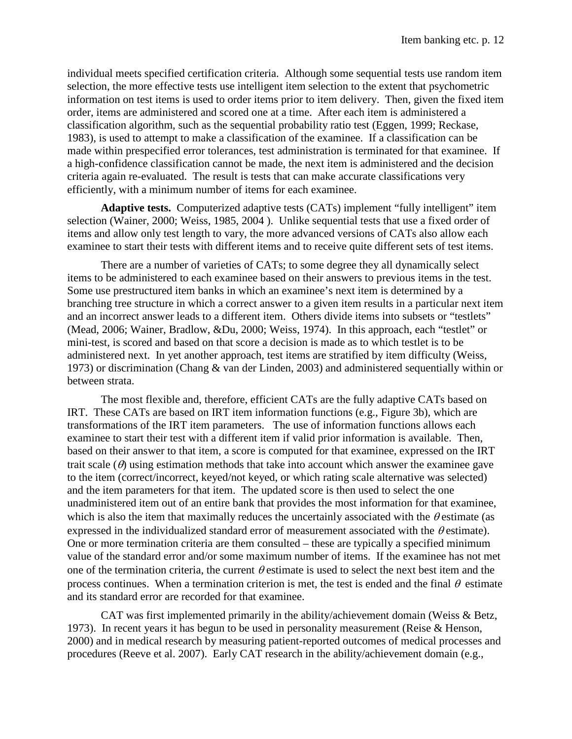individual meets specified certification criteria. Although some sequential tests use random item selection, the more effective tests use intelligent item selection to the extent that psychometric information on test items is used to order items prior to item delivery. Then, given the fixed item order, items are administered and scored one at a time. After each item is administered a classification algorithm, such as the sequential probability ratio test (Eggen, 1999; Reckase, 1983), is used to attempt to make a classification of the examinee. If a classification can be made within prespecified error tolerances, test administration is terminated for that examinee. If a high-confidence classification cannot be made, the next item is administered and the decision criteria again re-evaluated. The result is tests that can make accurate classifications very efficiently, with a minimum number of items for each examinee.

**Adaptive tests.** Computerized adaptive tests (CATs) implement "fully intelligent" item selection (Wainer, 2000; Weiss, 1985, 2004 ). Unlike sequential tests that use a fixed order of items and allow only test length to vary, the more advanced versions of CATs also allow each examinee to start their tests with different items and to receive quite different sets of test items.

There are a number of varieties of CATs; to some degree they all dynamically select items to be administered to each examinee based on their answers to previous items in the test. Some use prestructured item banks in which an examinee's next item is determined by a branching tree structure in which a correct answer to a given item results in a particular next item and an incorrect answer leads to a different item. Others divide items into subsets or "testlets" (Mead, 2006; Wainer, Bradlow, &Du, 2000; Weiss, 1974). In this approach, each "testlet" or mini-test, is scored and based on that score a decision is made as to which testlet is to be administered next. In yet another approach, test items are stratified by item difficulty (Weiss, 1973) or discrimination (Chang & van der Linden, 2003) and administered sequentially within or between strata.

The most flexible and, therefore, efficient CATs are the fully adaptive CATs based on IRT. These CATs are based on IRT item information functions (e.g., Figure 3b), which are transformations of the IRT item parameters. The use of information functions allows each examinee to start their test with a different item if valid prior information is available. Then, based on their answer to that item, a score is computed for that examinee, expressed on the IRT trait scale ($\theta$) using estimation methods that take into account which answer the examinee gave to the item (correct/incorrect, keyed/not keyed, or which rating scale alternative was selected) and the item parameters for that item. The updated score is then used to select the one unadministered item out of an entire bank that provides the most information for that examinee, which is also the item that maximally reduces the uncertainly associated with the $\theta$ estimate (as expressed in the individualized standard error of measurement associated with the $\theta$ estimate). One or more termination criteria are them consulted – these are typically a specified minimum value of the standard error and/or some maximum number of items. If the examinee has not met one of the termination criteria, the current $\theta$ estimate is used to select the next best item and the process continues. When a termination criterion is met, the test is ended and the final $\theta$ estimate and its standard error are recorded for that examinee.

CAT was first implemented primarily in the ability/achievement domain (Weiss & Betz, 1973). In recent years it has begun to be used in personality measurement (Reise & Henson, 2000) and in medical research by measuring patient-reported outcomes of medical processes and procedures (Reeve et al. 2007). Early CAT research in the ability/achievement domain (e.g.,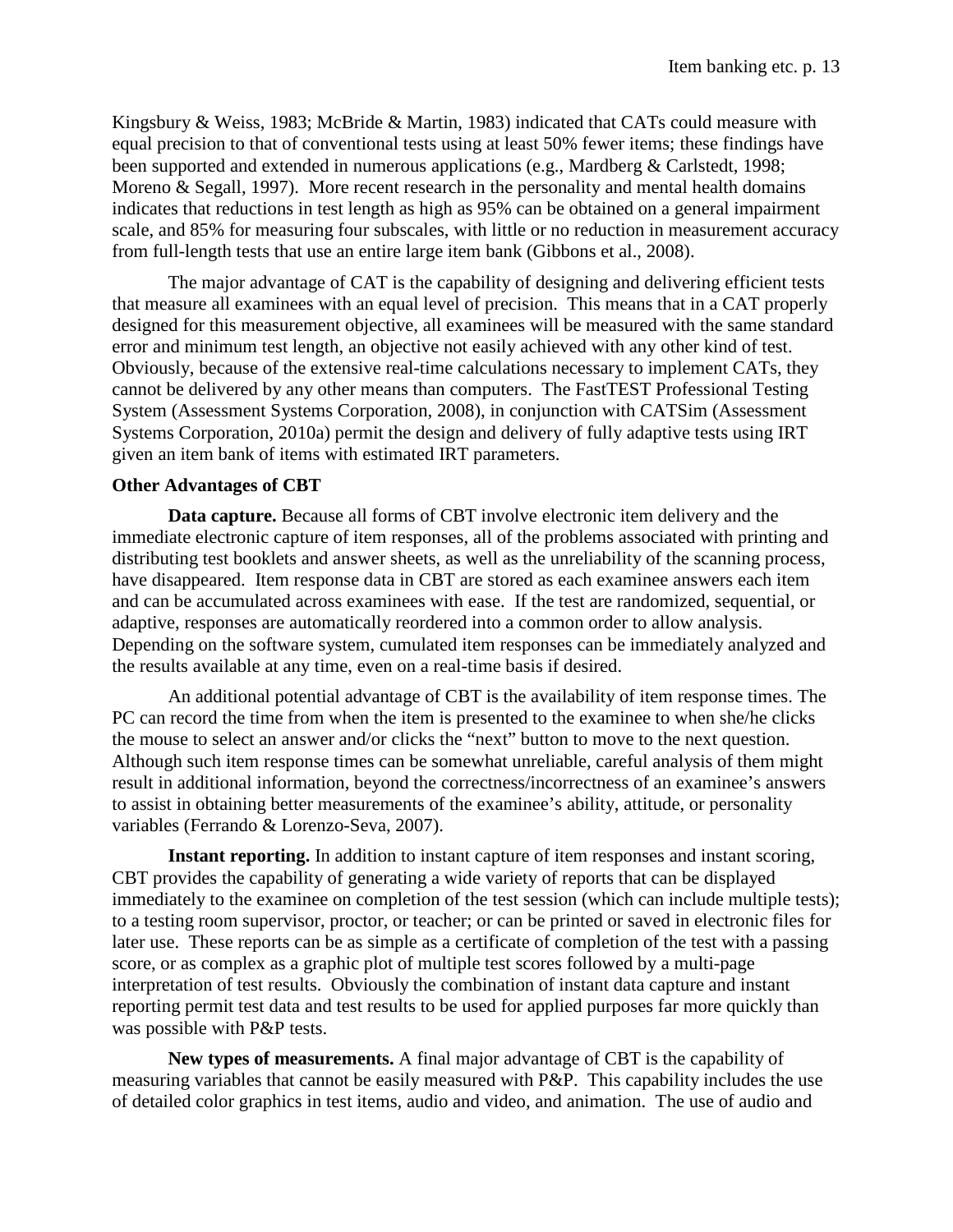Kingsbury & Weiss, 1983; McBride & Martin, 1983) indicated that CATs could measure with equal precision to that of conventional tests using at least 50% fewer items; these findings have been supported and extended in numerous applications (e.g., Mardberg & Carlstedt, 1998; Moreno & Segall, 1997). More recent research in the personality and mental health domains indicates that reductions in test length as high as 95% can be obtained on a general impairment scale, and 85% for measuring four subscales, with little or no reduction in measurement accuracy from full-length tests that use an entire large item bank (Gibbons et al., 2008).

The major advantage of CAT is the capability of designing and delivering efficient tests that measure all examinees with an equal level of precision. This means that in a CAT properly designed for this measurement objective, all examinees will be measured with the same standard error and minimum test length, an objective not easily achieved with any other kind of test. Obviously, because of the extensive real-time calculations necessary to implement CATs, they cannot be delivered by any other means than computers. The FastTEST Professional Testing System (Assessment Systems Corporation, 2008), in conjunction with CATSim (Assessment Systems Corporation, 2010a) permit the design and delivery of fully adaptive tests using IRT given an item bank of items with estimated IRT parameters.

**Other Advantages of CBT**

**Data capture.** Because all forms of CBT involve electronic item delivery and the immediate electronic capture of item responses, all of the problems associated with printing and distributing test booklets and answer sheets, as well as the unreliability of the scanning process, have disappeared. Item response data in CBT are stored as each examinee answers each item and can be accumulated across examinees with ease. If the test are randomized, sequential, or adaptive, responses are automatically reordered into a common order to allow analysis. Depending on the software system, cumulated item responses can be immediately analyzed and the results available at any time, even on a real-time basis if desired.

An additional potential advantage of CBT is the availability of item response times. The PC can record the time from when the item is presented to the examinee to when she/he clicks the mouse to select an answer and/or clicks the "next" button to move to the next question. Although such item response times can be somewhat unreliable, careful analysis of them might result in additional information, beyond the correctness/incorrectness of an examinee's answers to assist in obtaining better measurements of the examinee's ability, attitude, or personality variables (Ferrando & Lorenzo-Seva, 2007).

**Instant reporting.** In addition to instant capture of item responses and instant scoring, CBT provides the capability of generating a wide variety of reports that can be displayed immediately to the examinee on completion of the test session (which can include multiple tests); to a testing room supervisor, proctor, or teacher; or can be printed or saved in electronic files for later use. These reports can be as simple as a certificate of completion of the test with a passing score, or as complex as a graphic plot of multiple test scores followed by a multi-page interpretation of test results. Obviously the combination of instant data capture and instant reporting permit test data and test results to be used for applied purposes far more quickly than was possible with P&P tests.

**New types of measurements.** A final major advantage of CBT is the capability of measuring variables that cannot be easily measured with P&P. This capability includes the use of detailed color graphics in test items, audio and video, and animation. The use of audio and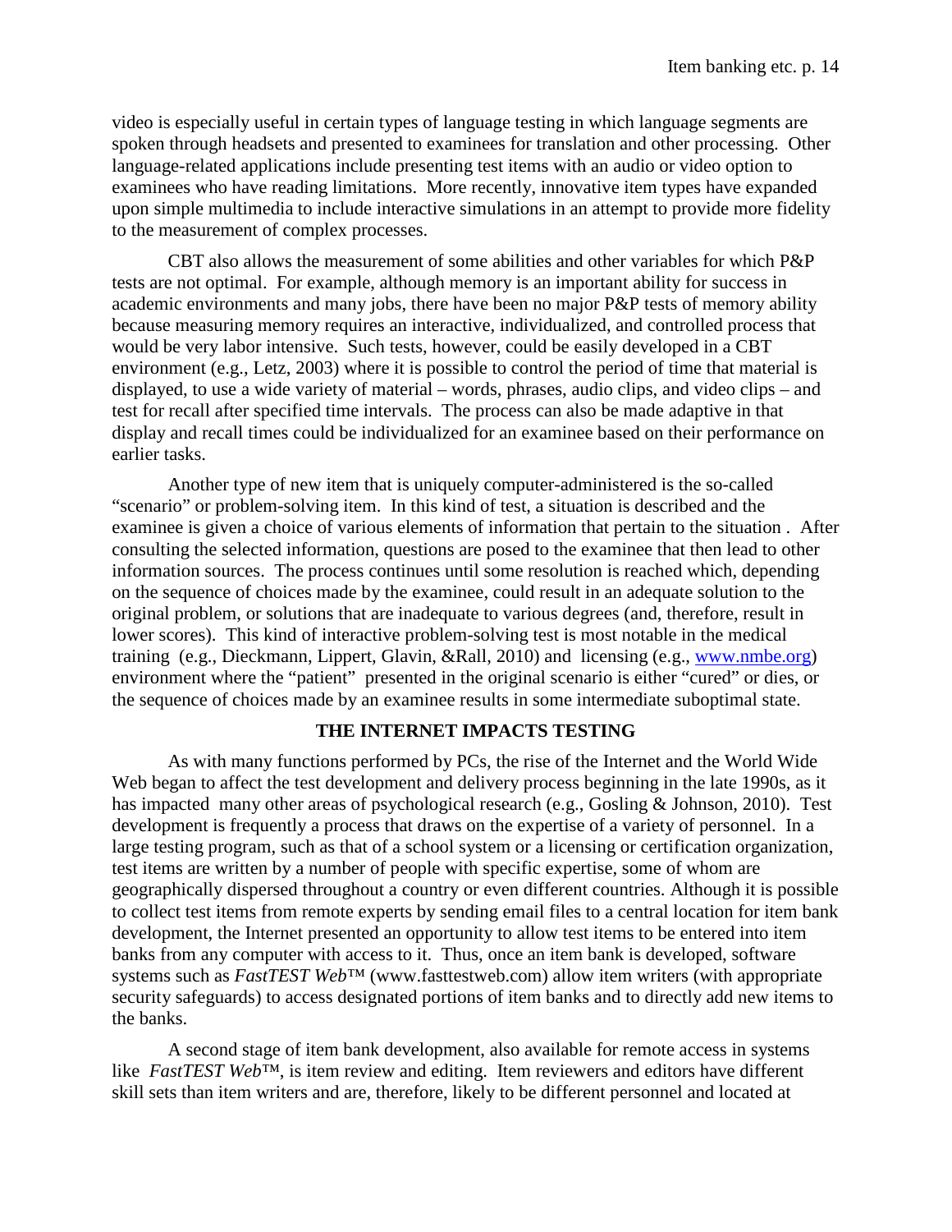video is especially useful in certain types of language testing in which language segments are spoken through headsets and presented to examinees for translation and other processing. Other language-related applications include presenting test items with an audio or video option to examinees who have reading limitations. More recently, innovative item types have expanded upon simple multimedia to include interactive simulations in an attempt to provide more fidelity to the measurement of complex processes.

CBT also allows the measurement of some abilities and other variables for which P&P tests are not optimal. For example, although memory is an important ability for success in academic environments and many jobs, there have been no major P&P tests of memory ability because measuring memory requires an interactive, individualized, and controlled process that would be very labor intensive. Such tests, however, could be easily developed in a CBT environment (e.g., Letz, 2003) where it is possible to control the period of time that material is displayed, to use a wide variety of material – words, phrases, audio clips, and video clips – and test for recall after specified time intervals. The process can also be made adaptive in that display and recall times could be individualized for an examinee based on their performance on earlier tasks.

Another type of new item that is uniquely computer-administered is the so-called "scenario" or problem-solving item. In this kind of test, a situation is described and the examinee is given a choice of various elements of information that pertain to the situation . After consulting the selected information, questions are posed to the examinee that then lead to other information sources. The process continues until some resolution is reached which, depending on the sequence of choices made by the examinee, could result in an adequate solution to the original problem, or solutions that are inadequate to various degrees (and, therefore, result in lower scores). This kind of interactive problem-solving test is most notable in the medical training (e.g., Dieckmann, Lippert, Glavin, &Rall, 2010) and licensing (e.g., www.nmbe.org) environment where the "patient" presented in the original scenario is either "cured" or dies, or the sequence of choices made by an examinee results in some intermediate suboptimal state.

## THE INTERNET IMPACTS TESTING

As with many functions performed by PCs, the rise of the Internet and the World Wide Web began to affect the test development and delivery process beginning in the late 1990s, as it has impacted many other areas of psychological research (e.g., Gosling & Johnson, 2010). Test development is frequently a process that draws on the expertise of a variety of personnel. In a large testing program, such as that of a school system or a licensing or certification organization, test items are written by a number of people with specific expertise, some of whom are geographically dispersed throughout a country or even different countries. Although it is possible to collect test items from remote experts by sending email files to a central location for item bank development, the Internet presented an opportunity to allow test items to be entered into item banks from any computer with access to it. Thus, once an item bank is developed, software systems such as *FastTEST Web*™ (www.fasttestweb.com) allow item writers (with appropriate security safeguards) to access designated portions of item banks and to directly add new items to the banks.

A second stage of item bank development, also available for remote access in systems like *FastTEST Web*™, is item review and editing. Item reviewers and editors have different skill sets than item writers and are, therefore, likely to be different personnel and located at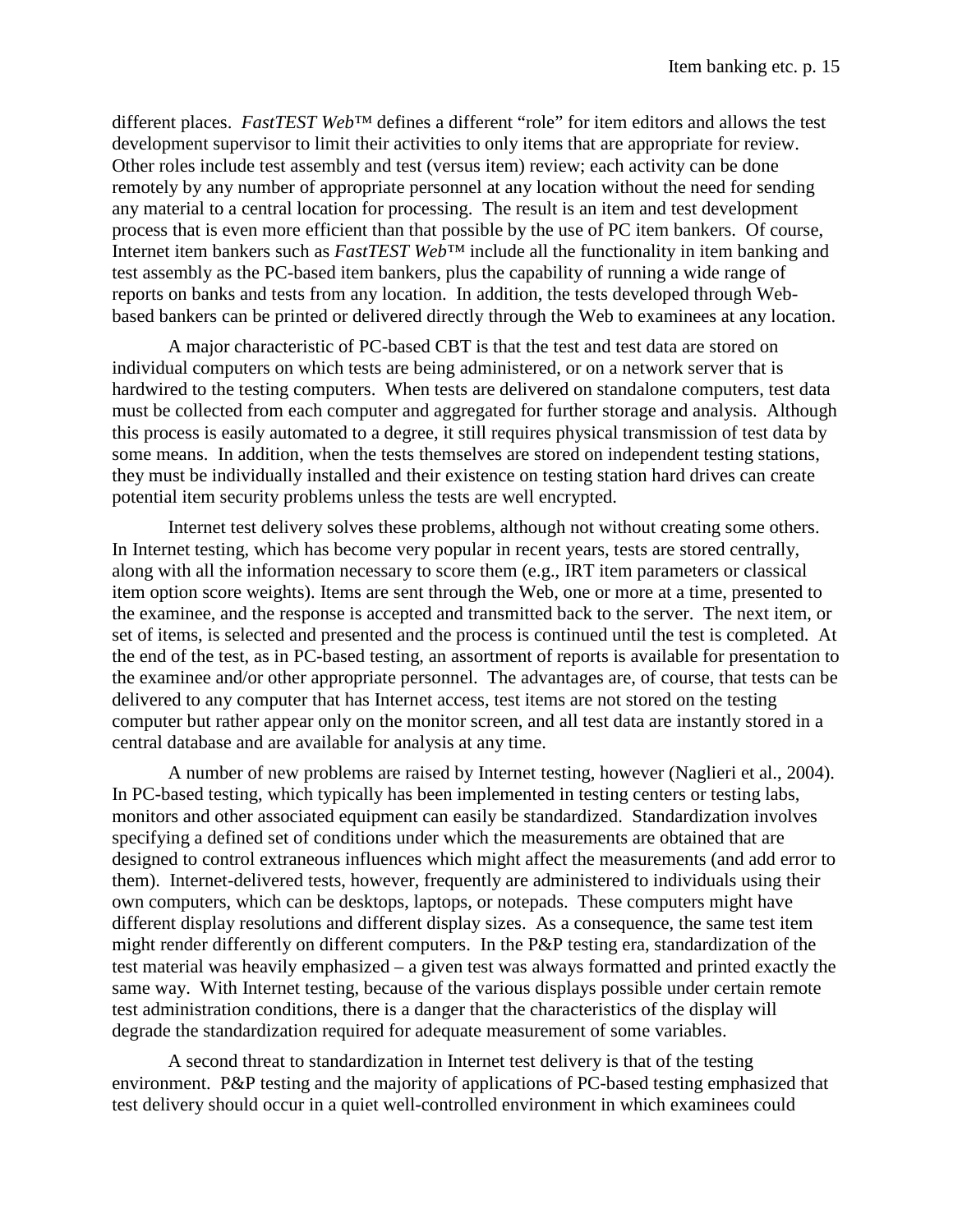different places. *FastTEST Web*™ defines a different "role" for item editors and allows the test development supervisor to limit their activities to only items that are appropriate for review. Other roles include test assembly and test (versus item) review; each activity can be done remotely by any number of appropriate personnel at any location without the need for sending any material to a central location for processing. The result is an item and test development process that is even more efficient than that possible by the use of PC item bankers. Of course, Internet item bankers such as *FastTEST Web*™ include all the functionality in item banking and test assembly as the PC-based item bankers, plus the capability of running a wide range of reports on banks and tests from any location. In addition, the tests developed through Web-based bankers can be printed or delivered directly through the Web to examinees at any location.

A major characteristic of PC-based CBT is that the test and test data are stored on individual computers on which tests are being administered, or on a network server that is hardwired to the testing computers. When tests are delivered on standalone computers, test data must be collected from each computer and aggregated for further storage and analysis. Although this process is easily automated to a degree, it still requires physical transmission of test data by some means. In addition, when the tests themselves are stored on independent testing stations, they must be individually installed and their existence on testing station hard drives can create potential item security problems unless the tests are well encrypted.

Internet test delivery solves these problems, although not without creating some others. In Internet testing, which has become very popular in recent years, tests are stored centrally, along with all the information necessary to score them (e.g., IRT item parameters or classical item option score weights). Items are sent through the Web, one or more at a time, presented to the examinee, and the response is accepted and transmitted back to the server. The next item, or set of items, is selected and presented and the process is continued until the test is completed. At the end of the test, as in PC-based testing, an assortment of reports is available for presentation to the examinee and/or other appropriate personnel. The advantages are, of course, that tests can be delivered to any computer that has Internet access, test items are not stored on the testing computer but rather appear only on the monitor screen, and all test data are instantly stored in a central database and are available for analysis at any time.

A number of new problems are raised by Internet testing, however (Naglieri et al., 2004). In PC-based testing, which typically has been implemented in testing centers or testing labs, monitors and other associated equipment can easily be standardized. Standardization involves specifying a defined set of conditions under which the measurements are obtained that are designed to control extraneous influences which might affect the measurements (and add error to them). Internet-delivered tests, however, frequently are administered to individuals using their own computers, which can be desktops, laptops, or notepads. These computers might have different display resolutions and different display sizes. As a consequence, the same test item might render differently on different computers. In the P&P testing era, standardization of the test material was heavily emphasized – a given test was always formatted and printed exactly the same way. With Internet testing, because of the various displays possible under certain remote test administration conditions, there is a danger that the characteristics of the display will degrade the standardization required for adequate measurement of some variables.

A second threat to standardization in Internet test delivery is that of the testing environment. P&P testing and the majority of applications of PC-based testing emphasized that test delivery should occur in a quiet well-controlled environment in which examinees could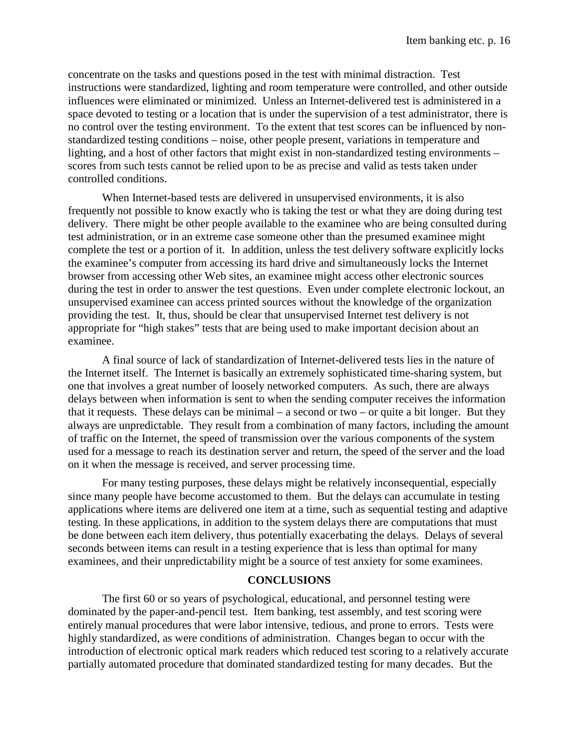concentrate on the tasks and questions posed in the test with minimal distraction. Test instructions were standardized, lighting and room temperature were controlled, and other outside influences were eliminated or minimized. Unless an Internet-delivered test is administered in a space devoted to testing or a location that is under the supervision of a test administrator, there is no control over the testing environment. To the extent that test scores can be influenced by non-standardized testing conditions – noise, other people present, variations in temperature and lighting, and a host of other factors that might exist in non-standardized testing environments – scores from such tests cannot be relied upon to be as precise and valid as tests taken under controlled conditions.

When Internet-based tests are delivered in unsupervised environments, it is also frequently not possible to know exactly who is taking the test or what they are doing during test delivery. There might be other people available to the examinee who are being consulted during test administration, or in an extreme case someone other than the presumed examinee might complete the test or a portion of it. In addition, unless the test delivery software explicitly locks the examinee's computer from accessing its hard drive and simultaneously locks the Internet browser from accessing other Web sites, an examinee might access other electronic sources during the test in order to answer the test questions. Even under complete electronic lockout, an unsupervised examinee can access printed sources without the knowledge of the organization providing the test. It, thus, should be clear that unsupervised Internet test delivery is not appropriate for "high stakes" tests that are being used to make important decision about an examinee.

A final source of lack of standardization of Internet-delivered tests lies in the nature of the Internet itself. The Internet is basically an extremely sophisticated time-sharing system, but one that involves a great number of loosely networked computers. As such, there are always delays between when information is sent to when the sending computer receives the information that it requests. These delays can be minimal – a second or two – or quite a bit longer. But they always are unpredictable. They result from a combination of many factors, including the amount of traffic on the Internet, the speed of transmission over the various components of the system used for a message to reach its destination server and return, the speed of the server and the load on it when the message is received, and server processing time.

For many testing purposes, these delays might be relatively inconsequential, especially since many people have become accustomed to them. But the delays can accumulate in testing applications where items are delivered one item at a time, such as sequential testing and adaptive testing. In these applications, in addition to the system delays there are computations that must be done between each item delivery, thus potentially exacerbating the delays. Delays of several seconds between items can result in a testing experience that is less than optimal for many examinees, and their unpredictability might be a source of test anxiety for some examinees.

## CONCLUSIONS

The first 60 or so years of psychological, educational, and personnel testing were dominated by the paper-and-pencil test. Item banking, test assembly, and test scoring were entirely manual procedures that were labor intensive, tedious, and prone to errors. Tests were highly standardized, as were conditions of administration. Changes began to occur with the introduction of electronic optical mark readers which reduced test scoring to a relatively accurate partially automated procedure that dominated standardized testing for many decades. But the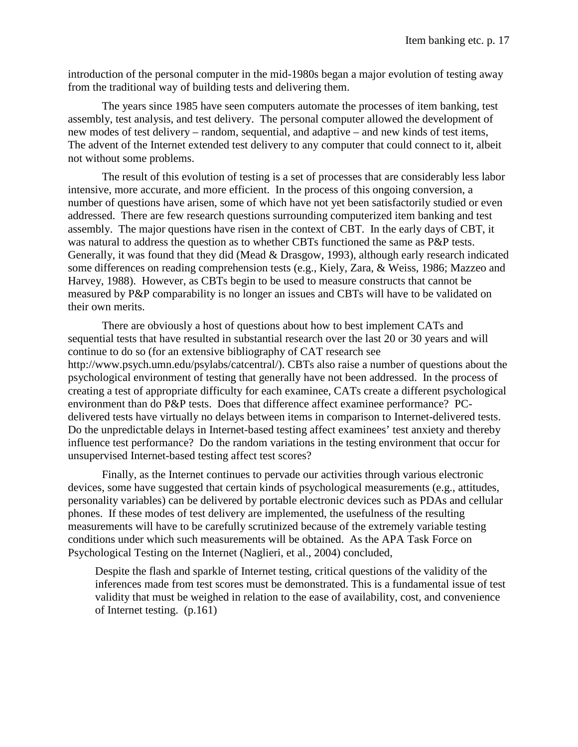introduction of the personal computer in the mid-1980s began a major evolution of testing away from the traditional way of building tests and delivering them.

The years since 1985 have seen computers automate the processes of item banking, test assembly, test analysis, and test delivery. The personal computer allowed the development of new modes of test delivery – random, sequential, and adaptive – and new kinds of test items, The advent of the Internet extended test delivery to any computer that could connect to it, albeit not without some problems.

The result of this evolution of testing is a set of processes that are considerably less labor intensive, more accurate, and more efficient. In the process of this ongoing conversion, a number of questions have arisen, some of which have not yet been satisfactorily studied or even addressed. There are few research questions surrounding computerized item banking and test assembly. The major questions have risen in the context of CBT. In the early days of CBT, it was natural to address the question as to whether CBTs functioned the same as P&P tests. Generally, it was found that they did (Mead & Drasgow, 1993), although early research indicated some differences on reading comprehension tests (e.g., Kiely, Zara, & Weiss, 1986; Mazzeo and Harvey, 1988). However, as CBTs begin to be used to measure constructs that cannot be measured by P&P comparability is no longer an issues and CBTs will have to be validated on their own merits.

There are obviously a host of questions about how to best implement CATs and sequential tests that have resulted in substantial research over the last 20 or 30 years and will continue to do so (for an extensive bibliography of CAT research see http://www.psych.umn.edu/psylabs/catcentral/). CBTs also raise a number of questions about the psychological environment of testing that generally have not been addressed. In the process of creating a test of appropriate difficulty for each examinee, CATs create a different psychological environment than do P&P tests. Does that difference affect examinee performance? PC-delivered tests have virtually no delays between items in comparison to Internet-delivered tests. Do the unpredictable delays in Internet-based testing affect examinees' test anxiety and thereby influence test performance? Do the random variations in the testing environment that occur for unsupervised Internet-based testing affect test scores?

Finally, as the Internet continues to pervade our activities through various electronic devices, some have suggested that certain kinds of psychological measurements (e.g., attitudes, personality variables) can be delivered by portable electronic devices such as PDAs and cellular phones. If these modes of test delivery are implemented, the usefulness of the resulting measurements will have to be carefully scrutinized because of the extremely variable testing conditions under which such measurements will be obtained. As the APA Task Force on Psychological Testing on the Internet (Naglieri, et al., 2004) concluded,

> Despite the flash and sparkle of Internet testing, critical questions of the validity of the inferences made from test scores must be demonstrated. This is a fundamental issue of test validity that must be weighed in relation to the ease of availability, cost, and convenience of Internet testing. (p.161)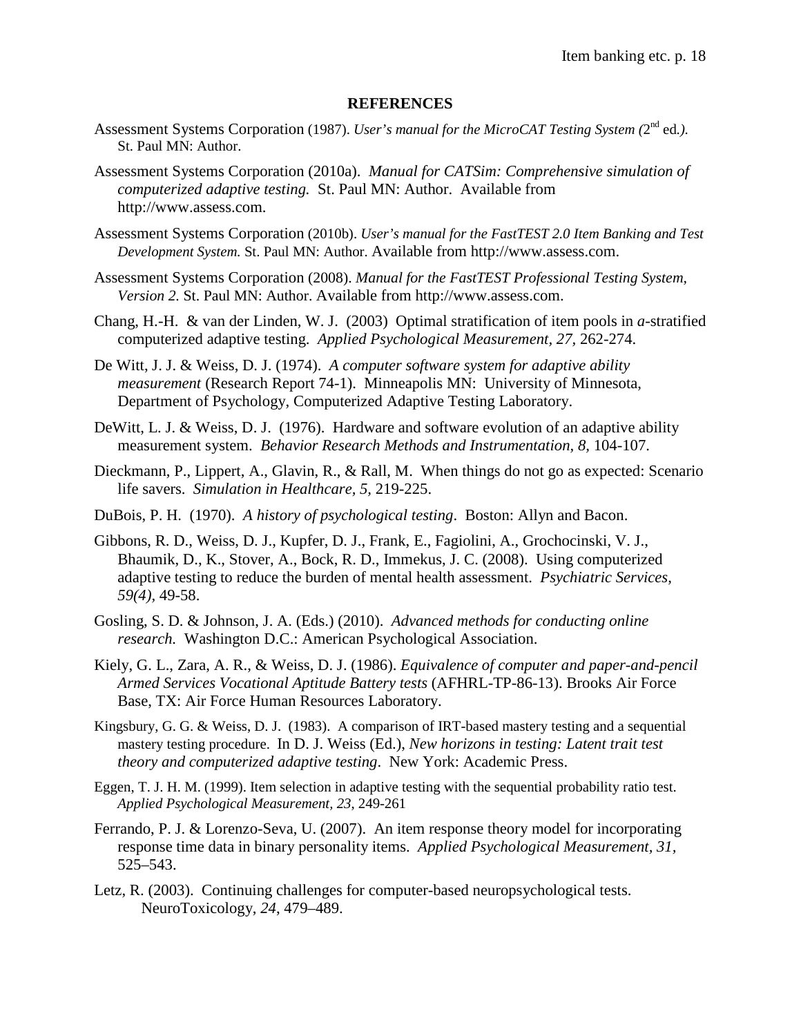# REFERENCES

Assessment Systems Corporation (1987). *User's manual for the MicroCAT Testing System (*2nd ed*.).* St. Paul MN: Author.

Assessment Systems Corporation (2010a). *Manual for CATSim: Comprehensive simulation of computerized adaptive testing.* St. Paul MN: Author. Available from http://www.assess.com.

Assessment Systems Corporation (2010b). *User's manual for the FastTEST 2.0 Item Banking and Test Development System.* St. Paul MN: Author. Available from http://www.assess.com.

Assessment Systems Corporation (2008). *Manual for the FastTEST Professional Testing System, Version 2.* St. Paul MN: Author. Available from http://www.assess.com.

Chang, H.-H. & van der Linden, W. J. (2003) Optimal stratification of item pools in *a*-stratified computerized adaptive testing. *Applied Psychological Measurement, 27,* 262-274.

De Witt, J. J. & Weiss, D. J. (1974). *A computer software system for adaptive ability measurement* (Research Report 74-1). Minneapolis MN: University of Minnesota, Department of Psychology, Computerized Adaptive Testing Laboratory.

DeWitt, L. J. & Weiss, D. J. (1976). Hardware and software evolution of an adaptive ability measurement system. *Behavior Research Methods and Instrumentation, 8,* 104-107.

Dieckmann, P., Lippert, A., Glavin, R., & Rall, M. When things do not go as expected: Scenario life savers. *Simulation in Healthcare, 5,* 219-225.

DuBois, P. H. (1970). *A history of psychological testing*. Boston: Allyn and Bacon.

Gibbons, R. D., Weiss, D. J., Kupfer, D. J., Frank, E., Fagiolini, A., Grochocinski, V. J., Bhaumik, D., K., Stover, A., Bock, R. D., Immekus, J. C. (2008). Using computerized adaptive testing to reduce the burden of mental health assessment. *Psychiatric Services, 59(4),* 49-58.

Gosling, S. D. & Johnson, J. A. (Eds.) (2010). *Advanced methods for conducting online research.* Washington D.C.: American Psychological Association.

Kiely, G. L., Zara, A. R., & Weiss, D. J. (1986). *Equivalence of computer and paper-and-pencil Armed Services Vocational Aptitude Battery tests* (AFHRL-TP-86-13). Brooks Air Force Base, TX: Air Force Human Resources Laboratory.

Kingsbury, G. G. & Weiss, D. J. (1983). A comparison of IRT-based mastery testing and a sequential mastery testing procedure. In D. J. Weiss (Ed.), *New horizons in testing: Latent trait test theory and computerized adaptive testing*. New York: Academic Press.

Eggen, T. J. H. M. (1999). Item selection in adaptive testing with the sequential probability ratio test. *Applied Psychological Measurement, 23*, 249-261

Ferrando, P. J. & Lorenzo-Seva, U. (2007). An item response theory model for incorporating response time data in binary personality items. *Applied Psychological Measurement, 31,* 525–543.

Letz, R. (2003). Continuing challenges for computer-based neuropsychological tests. NeuroToxicology, *24*, 479–489.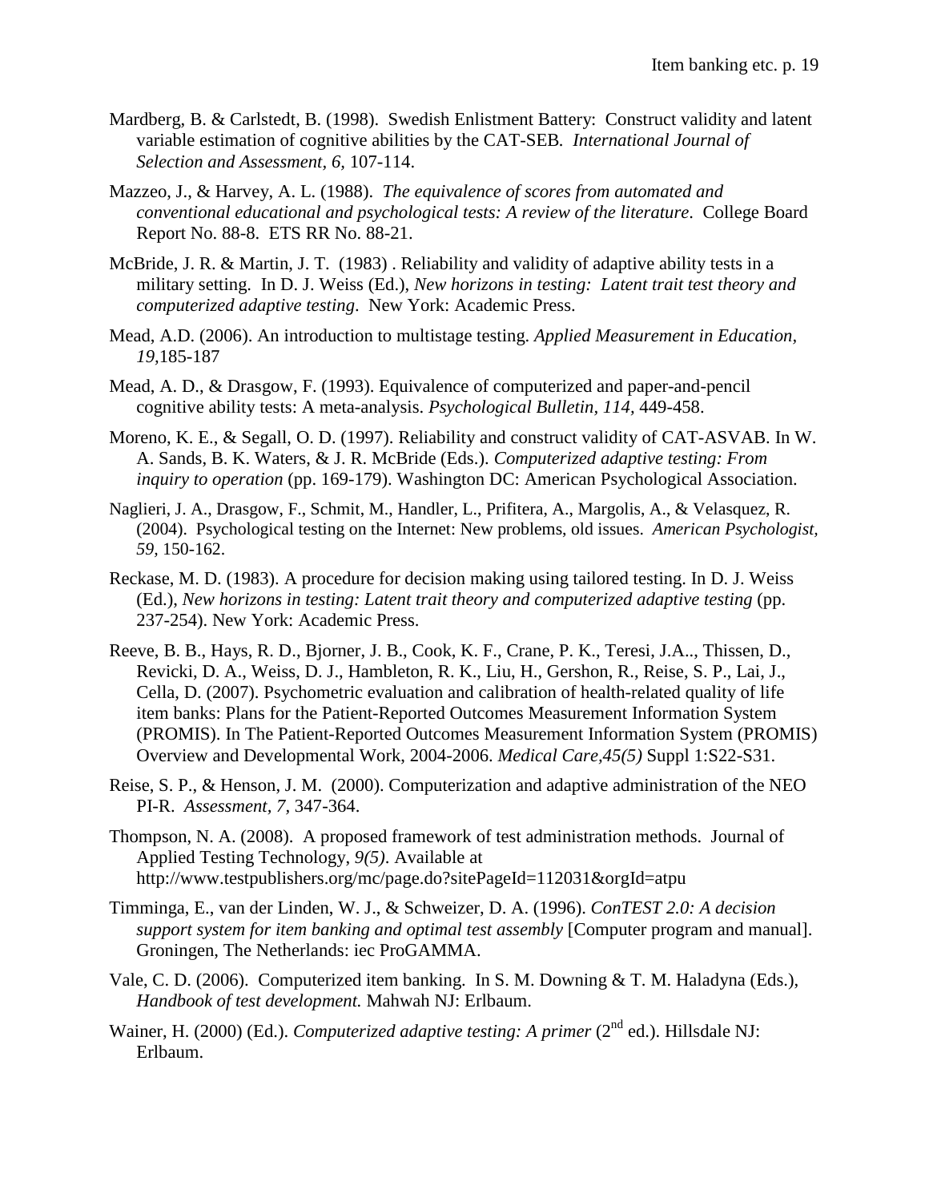Mardberg, B. & Carlstedt, B. (1998). Swedish Enlistment Battery: Construct validity and latent variable estimation of cognitive abilities by the CAT-SEB. *International Journal of Selection and Assessment, 6,* 107-114.

Mazzeo, J., & Harvey, A. L. (1988). *The equivalence of scores from automated and conventional educational and psychological tests: A review of the literature*. College Board Report No. 88-8. ETS RR No. 88-21.

McBride, J. R. & Martin, J. T. (1983) . Reliability and validity of adaptive ability tests in a military setting. In D. J. Weiss (Ed.), *New horizons in testing: Latent trait test theory and computerized adaptive testing*. New York: Academic Press.

Mead, A.D. (2006). An introduction to multistage testing. *Applied Measurement in Education, 19,*185-187

Mead, A. D., & Drasgow, F. (1993). Equivalence of computerized and paper-and-pencil cognitive ability tests: A meta-analysis. *Psychological Bulletin, 114,* 449-458.

Moreno, K. E., & Segall, O. D. (1997). Reliability and construct validity of CAT-ASVAB. In W. A. Sands, B. K. Waters, & J. R. McBride (Eds.). *Computerized adaptive testing: From inquiry to operation* (pp. 169-179). Washington DC: American Psychological Association.

Naglieri, J. A., Drasgow, F., Schmit, M., Handler, L., Prifitera, A., Margolis, A., & Velasquez, R. (2004). Psychological testing on the Internet: New problems, old issues. *American Psychologist, 59,* 150-162.

Reckase, M. D. (1983). A procedure for decision making using tailored testing. In D. J. Weiss (Ed.), *New horizons in testing: Latent trait theory and computerized adaptive testing* (pp. 237-254). New York: Academic Press.

Reeve, B. B., Hays, R. D., Bjorner, J. B., Cook, K. F., Crane, P. K., Teresi, J.A.., Thissen, D., Revicki, D. A., Weiss, D. J., Hambleton, R. K., Liu, H., Gershon, R., Reise, S. P., Lai, J., Cella, D. (2007). Psychometric evaluation and calibration of health-related quality of life item banks: Plans for the Patient-Reported Outcomes Measurement Information System (PROMIS). In The Patient-Reported Outcomes Measurement Information System (PROMIS) Overview and Developmental Work, 2004-2006. *Medical Care,45(5)* Suppl 1:S22-S31.

Reise, S. P., & Henson, J. M. (2000). Computerization and adaptive administration of the NEO PI-R. *Assessment, 7,* 347-364.

Thompson, N. A. (2008). A proposed framework of test administration methods. Journal of Applied Testing Technology, *9(5)*. Available at http://www.testpublishers.org/mc/page.do?sitePageId=112031&orgId=atpu

Timminga, E., van der Linden, W. J., & Schweizer, D. A. (1996). *ConTEST 2.0: A decision support system for item banking and optimal test assembly* [Computer program and manual]. Groningen, The Netherlands: iec ProGAMMA.

Vale, C. D. (2006). Computerized item banking. In S. M. Downing & T. M. Haladyna (Eds.), *Handbook of test development.* Mahwah NJ: Erlbaum.

Wainer, H. (2000) (Ed.). *Computerized adaptive testing: A primer* (2nd ed.). Hillsdale NJ: Erlbaum.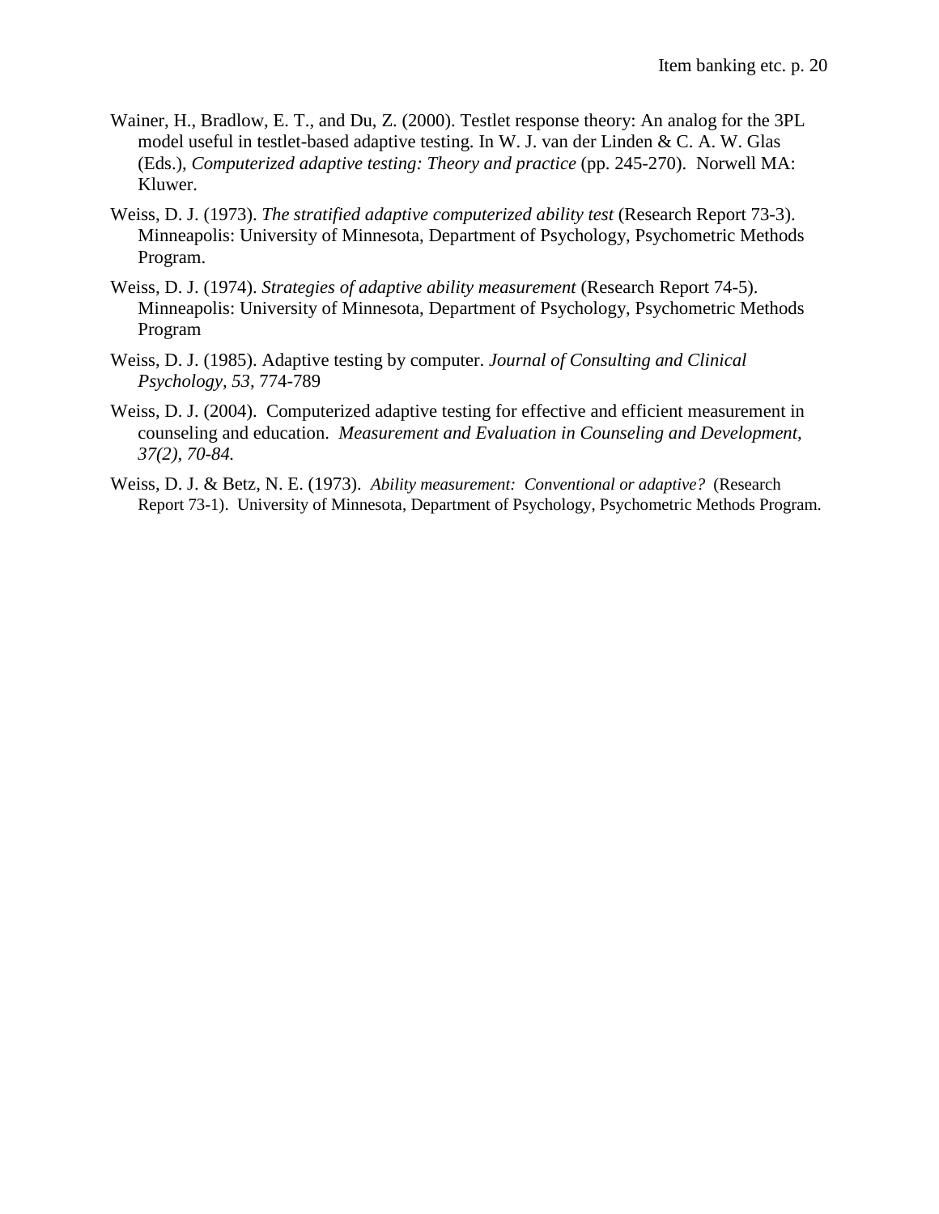Wainer, H., Bradlow, E. T., and Du, Z. (2000). Testlet response theory: An analog for the 3PL model useful in testlet-based adaptive testing. In W. J. van der Linden & C. A. W. Glas (Eds.), *Computerized adaptive testing: Theory and practice* (pp. 245-270). Norwell MA: Kluwer.

Weiss, D. J. (1973). *The stratified adaptive computerized ability test* (Research Report 73-3). Minneapolis: University of Minnesota, Department of Psychology, Psychometric Methods Program.

Weiss, D. J. (1974). *Strategies of adaptive ability measurement* (Research Report 74-5). Minneapolis: University of Minnesota, Department of Psychology, Psychometric Methods Program

Weiss, D. J. (1985). Adaptive testing by computer. *Journal of Consulting and Clinical Psychology, 53*, 774-789

Weiss, D. J. (2004). Computerized adaptive testing for effective and efficient measurement in counseling and education. *Measurement and Evaluation in Counseling and Development, 37(2), 70-84.*

Weiss, D. J. & Betz, N. E. (1973). *Ability measurement: Conventional or adaptive?* (Research Report 73-1). University of Minnesota, Department of Psychology, Psychometric Methods Program.